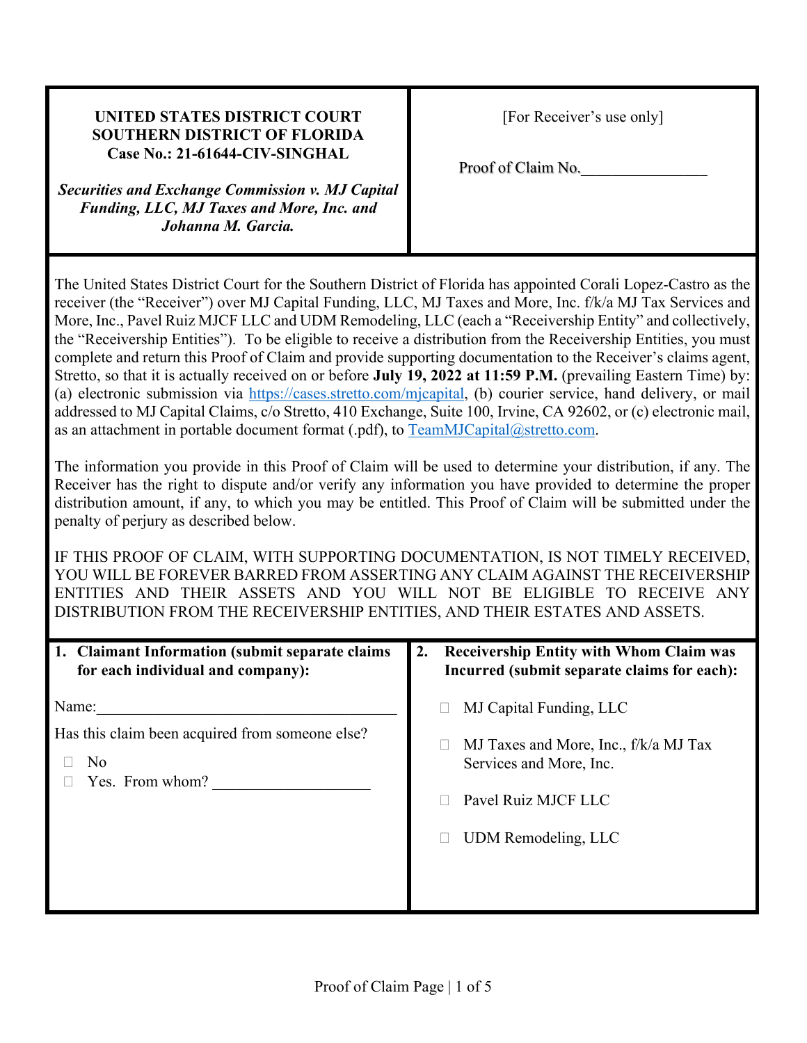**UNITED STATES DISTRICT COURT**
**SOUTHERN DISTRICT OF FLORIDA**
**Case No.: 21-61644-CIV-SINGHAL**

***Securities and Exchange Commission v. MJ Capital Funding, LLC, MJ Taxes and More, Inc. and Johanna M. Garcia.***

[For Receiver's use only]

Proof of Claim No.________________

The United States District Court for the Southern District of Florida has appointed Corali Lopez-Castro as the receiver (the "Receiver") over MJ Capital Funding, LLC, MJ Taxes and More, Inc. f/k/a MJ Tax Services and More, Inc., Pavel Ruiz MJCF LLC and UDM Remodeling, LLC (each a "Receivership Entity" and collectively, the "Receivership Entities"). To be eligible to receive a distribution from the Receivership Entities, you must complete and return this Proof of Claim and provide supporting documentation to the Receiver's claims agent, Stretto, so that it is actually received on or before **July 19, 2022 at 11:59 P.M.** (prevailing Eastern Time) by: (a) electronic submission via https://cases.stretto.com/mjcapital, (b) courier service, hand delivery, or mail addressed to MJ Capital Claims, c/o Stretto, 410 Exchange, Suite 100, Irvine, CA 92602, or (c) electronic mail, as an attachment in portable document format (.pdf), to TeamMJCapital@stretto.com.

The information you provide in this Proof of Claim will be used to determine your distribution, if any. The Receiver has the right to dispute and/or verify any information you have provided to determine the proper distribution amount, if any, to which you may be entitled. This Proof of Claim will be submitted under the penalty of perjury as described below.

IF THIS PROOF OF CLAIM, WITH SUPPORTING DOCUMENTATION, IS NOT TIMELY RECEIVED, YOU WILL BE FOREVER BARRED FROM ASSERTING ANY CLAIM AGAINST THE RECEIVERSHIP ENTITIES AND THEIR ASSETS AND YOU WILL NOT BE ELIGIBLE TO RECEIVE ANY DISTRIBUTION FROM THE RECEIVERSHIP ENTITIES, AND THEIR ESTATES AND ASSETS.

**1. Claimant Information (submit separate claims for each individual and company):**

Name:_______________________________________

Has this claim been acquired from someone else?

- ☐ No
- ☐ Yes. From whom? ___________________

**2. Receivership Entity with Whom Claim was Incurred (submit separate claims for each):**

- ☐ MJ Capital Funding, LLC
- ☐ MJ Taxes and More, Inc., f/k/a MJ Tax Services and More, Inc.
- ☐ Pavel Ruiz MJCF LLC
- ☐ UDM Remodeling, LLC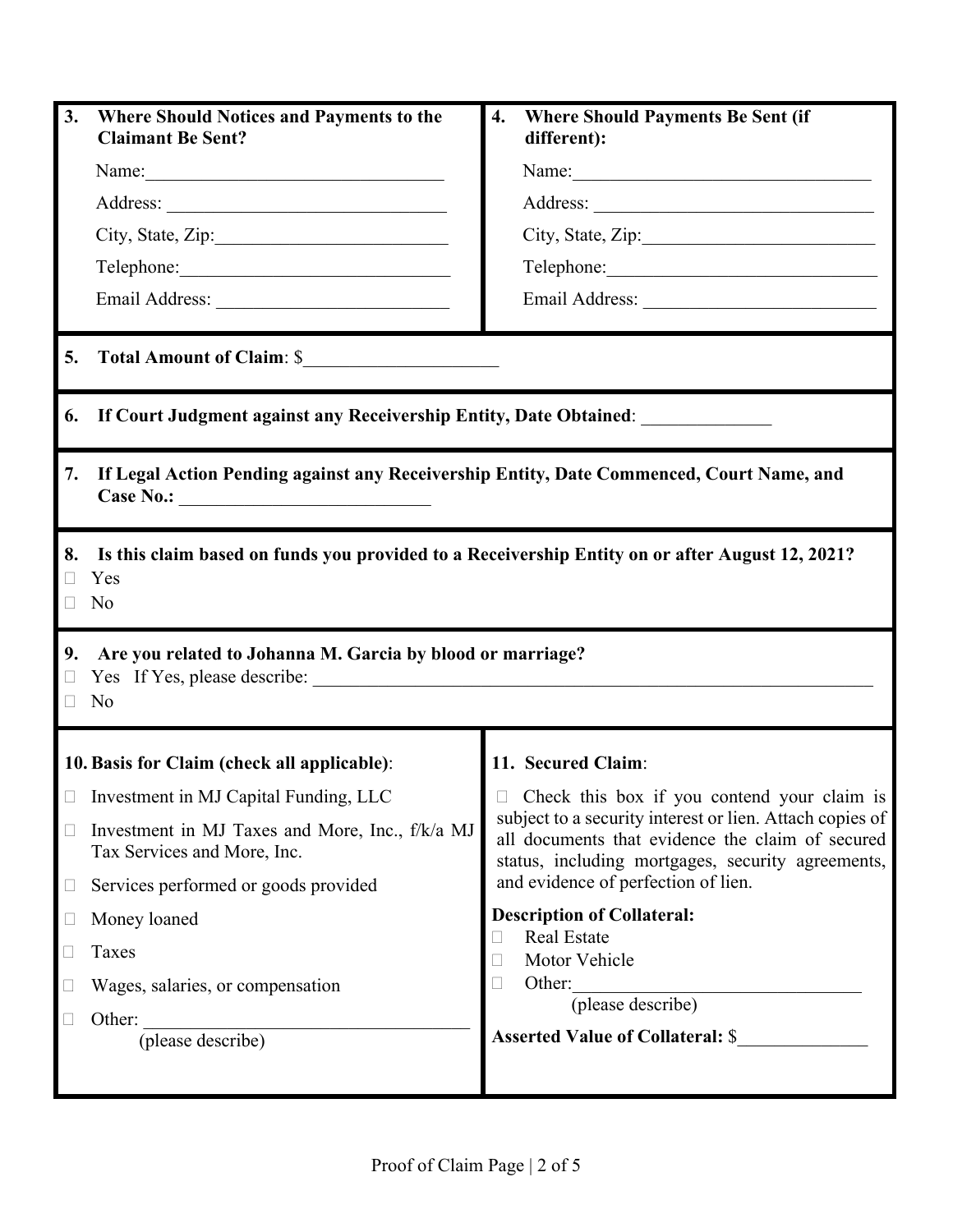**3. Where Should Notices and Payments to the Claimant Be Sent?**

Name:\_\_\_\_\_\_\_\_\_\_\_\_\_\_\_\_\_\_\_\_\_\_\_\_\_\_\_\_\_\_\_\_

Address: \_\_\_\_\_\_\_\_\_\_\_\_\_\_\_\_\_\_\_\_\_\_\_\_\_\_\_\_\_\_

City, State, Zip:\_\_\_\_\_\_\_\_\_\_\_\_\_\_\_\_\_\_\_\_\_\_\_\_\_

Telephone:\_\_\_\_\_\_\_\_\_\_\_\_\_\_\_\_\_\_\_\_\_\_\_\_\_\_\_\_\_\_

Email Address: \_\_\_\_\_\_\_\_\_\_\_\_\_\_\_\_\_\_\_\_\_\_\_\_\_

**4. Where Should Payments Be Sent (if different):**

Name:\_\_\_\_\_\_\_\_\_\_\_\_\_\_\_\_\_\_\_\_\_\_\_\_\_\_\_\_\_\_\_\_

Address: \_\_\_\_\_\_\_\_\_\_\_\_\_\_\_\_\_\_\_\_\_\_\_\_\_\_\_\_\_\_

City, State, Zip:\_\_\_\_\_\_\_\_\_\_\_\_\_\_\_\_\_\_\_\_\_\_\_\_\_

Telephone:\_\_\_\_\_\_\_\_\_\_\_\_\_\_\_\_\_\_\_\_\_\_\_\_\_\_\_\_\_\_

Email Address: \_\_\_\_\_\_\_\_\_\_\_\_\_\_\_\_\_\_\_\_\_\_\_\_\_

**5. Total Amount of Claim**: $\_\_\_\_\_\_\_\_\_\_\_\_\_\_\_\_\_\_\_\_\_

**6. If Court Judgment against any Receivership Entity, Date Obtained**: \_\_\_\_\_\_\_\_\_\_\_\_\_\_

**7. If Legal Action Pending against any Receivership Entity, Date Commenced, Court Name, and Case No.:** \_\_\_\_\_\_\_\_\_\_\_\_\_\_\_\_\_\_\_\_\_\_\_\_\_\_\_

**8. Is this claim based on funds you provided to a Receivership Entity on or after August 12, 2021?**

☐ Yes
☐ No

**9. Are you related to Johanna M. Garcia by blood or marriage?**

☐ Yes If Yes, please describe: \_\_\_\_\_\_\_\_\_\_\_\_\_\_\_\_\_\_\_\_\_\_\_\_\_\_\_\_\_\_\_\_\_\_\_\_\_\_\_\_\_\_\_\_\_\_\_\_\_\_\_\_\_\_\_\_\_\_\_\_\_\_
☐ No

**10. Basis for Claim (check all applicable)**:

☐ Investment in MJ Capital Funding, LLC

☐ Investment in MJ Taxes and More, Inc., f/k/a MJ Tax Services and More, Inc.

☐ Services performed or goods provided

☐ Money loaned

☐ Taxes

☐ Wages, salaries, or compensation

☐ Other: \_\_\_\_\_\_\_\_\_\_\_\_\_\_\_\_\_\_\_\_\_\_\_\_\_\_\_\_\_\_\_\_\_\_\_\_
(please describe)

**11. Secured Claim**:

☐ Check this box if you contend your claim is subject to a security interest or lien. Attach copies of all documents that evidence the claim of secured status, including mortgages, security agreements, and evidence of perfection of lien.

**Description of Collateral:**

☐ Real Estate
☐ Motor Vehicle
☐ Other:\_\_\_\_\_\_\_\_\_\_\_\_\_\_\_\_\_\_\_\_\_\_\_\_\_\_\_\_\_\_\_
(please describe)

**Asserted Value of Collateral:** $\_\_\_\_\_\_\_\_\_\_\_\_\_\_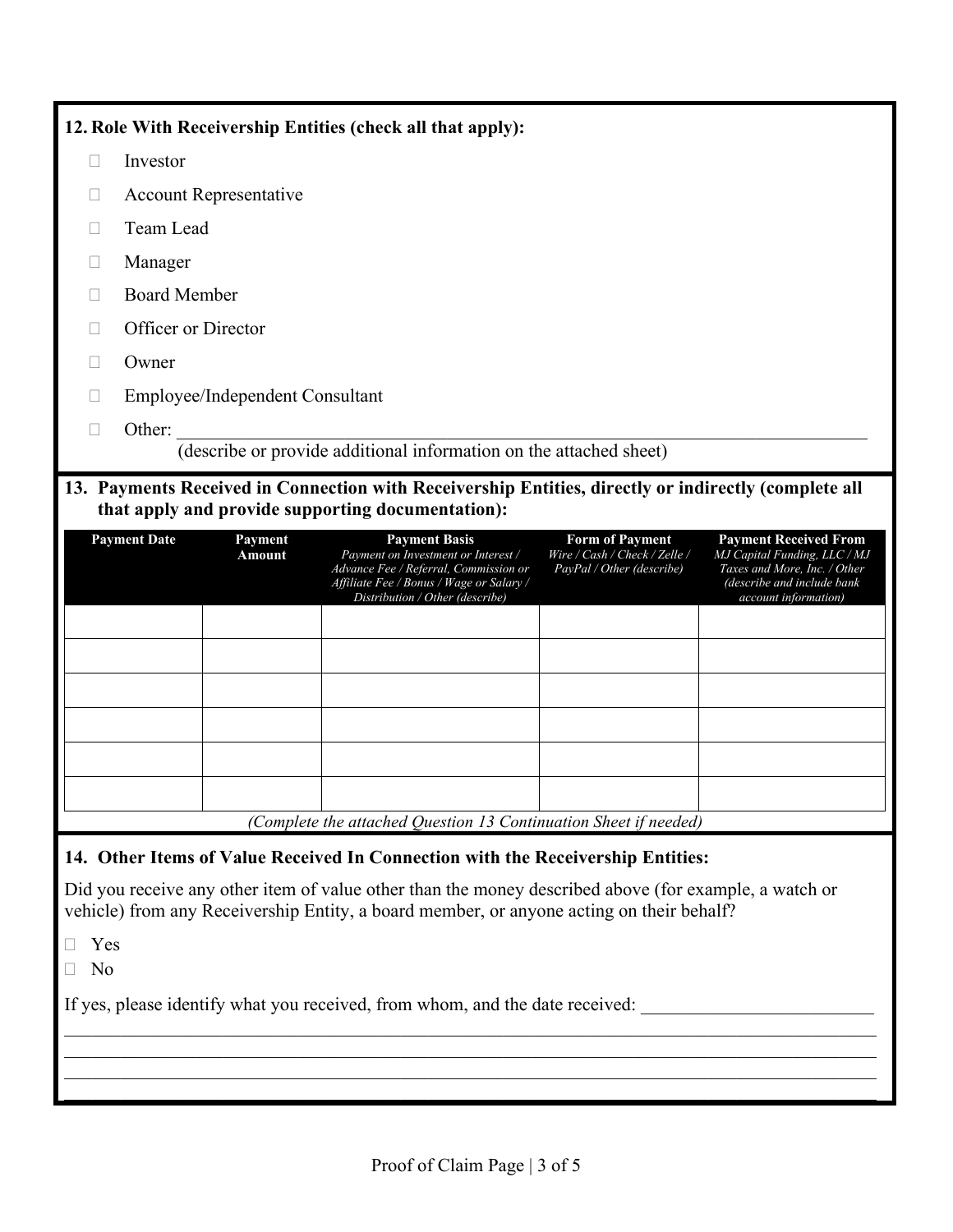**12. Role With Receivership Entities (check all that apply):**

- ☐ Investor
- ☐ Account Representative
- ☐ Team Lead
- ☐ Manager
- ☐ Board Member
- ☐ Officer or Director
- ☐ Owner
- ☐ Employee/Independent Consultant
- ☐ Other: ____________________________________________________________________________
  (describe or provide additional information on the attached sheet)

**13. Payments Received in Connection with Receivership Entities, directly or indirectly (complete all that apply and provide supporting documentation):**

| **Payment Date** | **Payment Amount** | **Payment Basis** *Payment on Investment or Interest / Advance Fee / Referral, Commission or Affiliate Fee / Bonus / Wage or Salary / Distribution / Other (describe)* | **Form of Payment** *Wire / Cash / Check / Zelle / PayPal / Other (describe)* | **Payment Received From** *MJ Capital Funding, LLC / MJ Taxes and More, Inc. / Other (describe and include bank account information)* |
|---|---|---|---|---|
| | | | | |
| | | | | |
| | | | | |
| | | | | |
| | | | | |
| | | | | |

*(Complete the attached Question 13 Continuation Sheet if needed)*

**14. Other Items of Value Received In Connection with the Receivership Entities:**

Did you receive any other item of value other than the money described above (for example, a watch or vehicle) from any Receivership Entity, a board member, or anyone acting on their behalf?

- ☐ Yes
- ☐ No

If yes, please identify what you received, from whom, and the date received: ________________________

____________________________________________________________________________________________

____________________________________________________________________________________________

____________________________________________________________________________________________

____________________________________________________________________________________________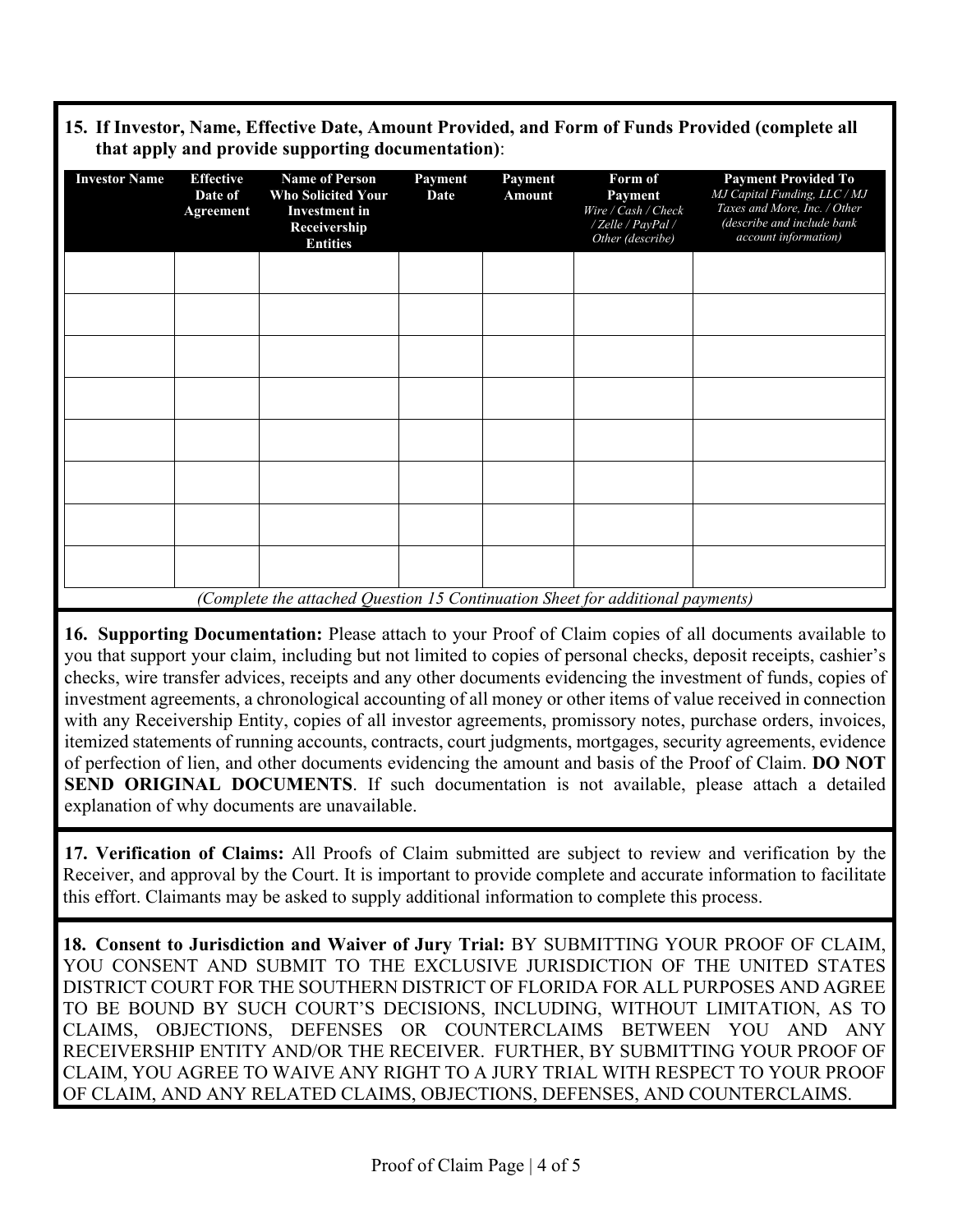**15. If Investor, Name, Effective Date, Amount Provided, and Form of Funds Provided (complete all that apply and provide supporting documentation)**:

| Investor Name | Effective Date of Agreement | Name of Person Who Solicited Your Investment in Receivership Entities | Payment Date | Payment Amount | Form of Payment *Wire / Cash / Check / Zelle / PayPal / Other (describe)* | Payment Provided To *MJ Capital Funding, LLC / MJ Taxes and More, Inc. / Other (describe and include bank account information)* |
|---|---|---|---|---|---|---|
| | | | | | | |
| | | | | | | |
| | | | | | | |
| | | | | | | |
| | | | | | | |
| | | | | | | |
| | | | | | | |
| | | | | | | |

*(Complete the attached Question 15 Continuation Sheet for additional payments)*

**16. Supporting Documentation:** Please attach to your Proof of Claim copies of all documents available to you that support your claim, including but not limited to copies of personal checks, deposit receipts, cashier's checks, wire transfer advices, receipts and any other documents evidencing the investment of funds, copies of investment agreements, a chronological accounting of all money or other items of value received in connection with any Receivership Entity, copies of all investor agreements, promissory notes, purchase orders, invoices, itemized statements of running accounts, contracts, court judgments, mortgages, security agreements, evidence of perfection of lien, and other documents evidencing the amount and basis of the Proof of Claim. **DO NOT SEND ORIGINAL DOCUMENTS**. If such documentation is not available, please attach a detailed explanation of why documents are unavailable.

**17. Verification of Claims:** All Proofs of Claim submitted are subject to review and verification by the Receiver, and approval by the Court. It is important to provide complete and accurate information to facilitate this effort. Claimants may be asked to supply additional information to complete this process.

**18. Consent to Jurisdiction and Waiver of Jury Trial:** BY SUBMITTING YOUR PROOF OF CLAIM, YOU CONSENT AND SUBMIT TO THE EXCLUSIVE JURISDICTION OF THE UNITED STATES DISTRICT COURT FOR THE SOUTHERN DISTRICT OF FLORIDA FOR ALL PURPOSES AND AGREE TO BE BOUND BY SUCH COURT'S DECISIONS, INCLUDING, WITHOUT LIMITATION, AS TO CLAIMS, OBJECTIONS, DEFENSES OR COUNTERCLAIMS BETWEEN YOU AND ANY RECEIVERSHIP ENTITY AND/OR THE RECEIVER. FURTHER, BY SUBMITTING YOUR PROOF OF CLAIM, YOU AGREE TO WAIVE ANY RIGHT TO A JURY TRIAL WITH RESPECT TO YOUR PROOF OF CLAIM, AND ANY RELATED CLAIMS, OBJECTIONS, DEFENSES, AND COUNTERCLAIMS.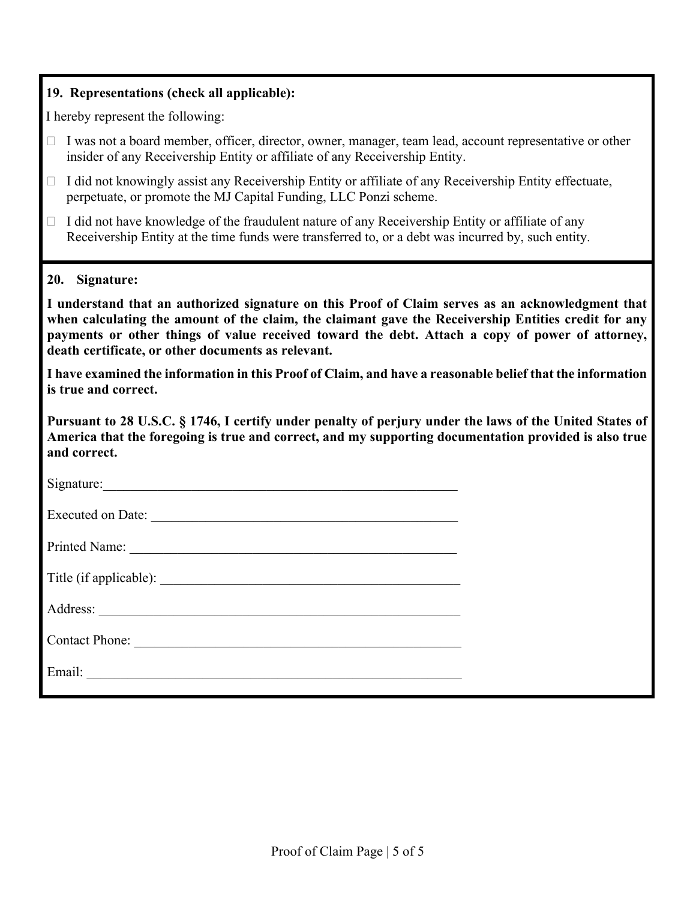**19. Representations (check all applicable):**

I hereby represent the following:

- ☐ I was not a board member, officer, director, owner, manager, team lead, account representative or other insider of any Receivership Entity or affiliate of any Receivership Entity.
- ☐ I did not knowingly assist any Receivership Entity or affiliate of any Receivership Entity effectuate, perpetuate, or promote the MJ Capital Funding, LLC Ponzi scheme.
- ☐ I did not have knowledge of the fraudulent nature of any Receivership Entity or affiliate of any Receivership Entity at the time funds were transferred to, or a debt was incurred by, such entity.

**20. Signature:**

**I understand that an authorized signature on this Proof of Claim serves as an acknowledgment that when calculating the amount of the claim, the claimant gave the Receivership Entities credit for any payments or other things of value received toward the debt. Attach a copy of power of attorney, death certificate, or other documents as relevant.**

**I have examined the information in this Proof of Claim, and have a reasonable belief that the information is true and correct.**

**Pursuant to 28 U.S.C. § 1746, I certify under penalty of perjury under the laws of the United States of America that the foregoing is true and correct, and my supporting documentation provided is also true and correct.**

Signature:\_\_\_\_\_\_\_\_\_\_\_\_\_\_\_\_\_\_\_\_\_\_\_\_\_\_\_\_\_\_\_\_\_\_\_\_\_\_\_\_\_\_\_\_\_\_\_\_\_\_

Executed on Date: \_\_\_\_\_\_\_\_\_\_\_\_\_\_\_\_\_\_\_\_\_\_\_\_\_\_\_\_\_\_\_\_\_\_\_\_\_\_\_\_\_\_

Printed Name: \_\_\_\_\_\_\_\_\_\_\_\_\_\_\_\_\_\_\_\_\_\_\_\_\_\_\_\_\_\_\_\_\_\_\_\_\_\_\_\_\_\_\_\_\_

Title (if applicable): \_\_\_\_\_\_\_\_\_\_\_\_\_\_\_\_\_\_\_\_\_\_\_\_\_\_\_\_\_\_\_\_\_\_\_\_\_\_\_\_\_

Address: \_\_\_\_\_\_\_\_\_\_\_\_\_\_\_\_\_\_\_\_\_\_\_\_\_\_\_\_\_\_\_\_\_\_\_\_\_\_\_\_\_\_\_\_\_\_\_\_\_\_

Contact Phone: \_\_\_\_\_\_\_\_\_\_\_\_\_\_\_\_\_\_\_\_\_\_\_\_\_\_\_\_\_\_\_\_\_\_\_\_\_\_\_\_\_\_\_\_\_

Email: \_\_\_\_\_\_\_\_\_\_\_\_\_\_\_\_\_\_\_\_\_\_\_\_\_\_\_\_\_\_\_\_\_\_\_\_\_\_\_\_\_\_\_\_\_\_\_\_\_\_\_\_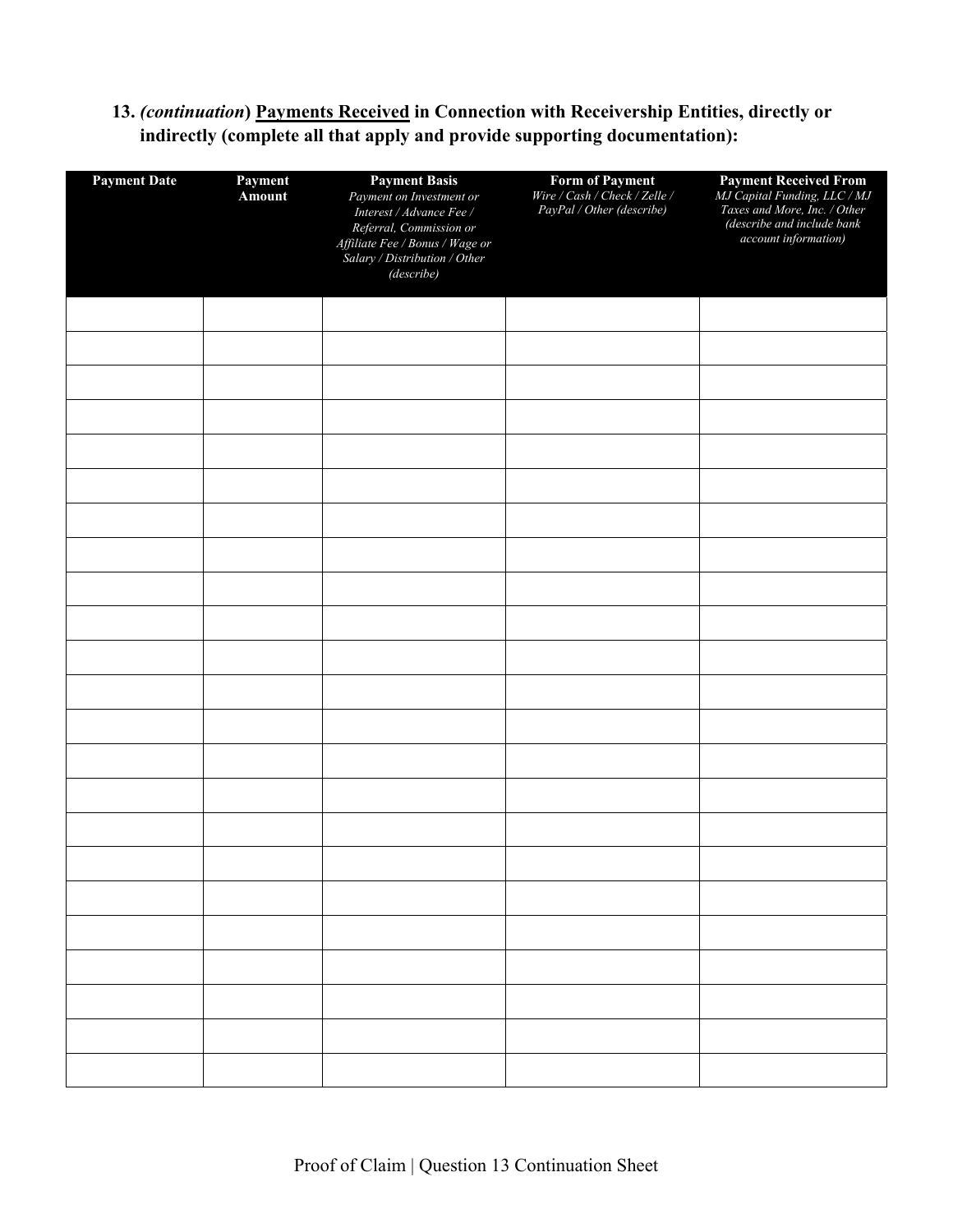**13.** ***(continuation)*** **<u>Payments Received</u> in Connection with Receivership Entities, directly or indirectly (complete all that apply and provide supporting documentation):**

| **Payment Date** | **Payment Amount** | **Payment Basis** *Payment on Investment or Interest / Advance Fee / Referral, Commission or Affiliate Fee / Bonus / Wage or Salary / Distribution / Other (describe)* | **Form of Payment** *Wire / Cash / Check / Zelle / PayPal / Other (describe)* | **Payment Received From** *MJ Capital Funding, LLC / MJ Taxes and More, Inc. / Other (describe and include bank account information)* |
|---|---|---|---|---|
| | | | | |
| | | | | |
| | | | | |
| | | | | |
| | | | | |
| | | | | |
| | | | | |
| | | | | |
| | | | | |
| | | | | |
| | | | | |
| | | | | |
| | | | | |
| | | | | |
| | | | | |
| | | | | |
| | | | | |
| | | | | |
| | | | | |
| | | | | |
| | | | | |
| | | | | |
| | | | | |

Proof of Claim | Question 13 Continuation Sheet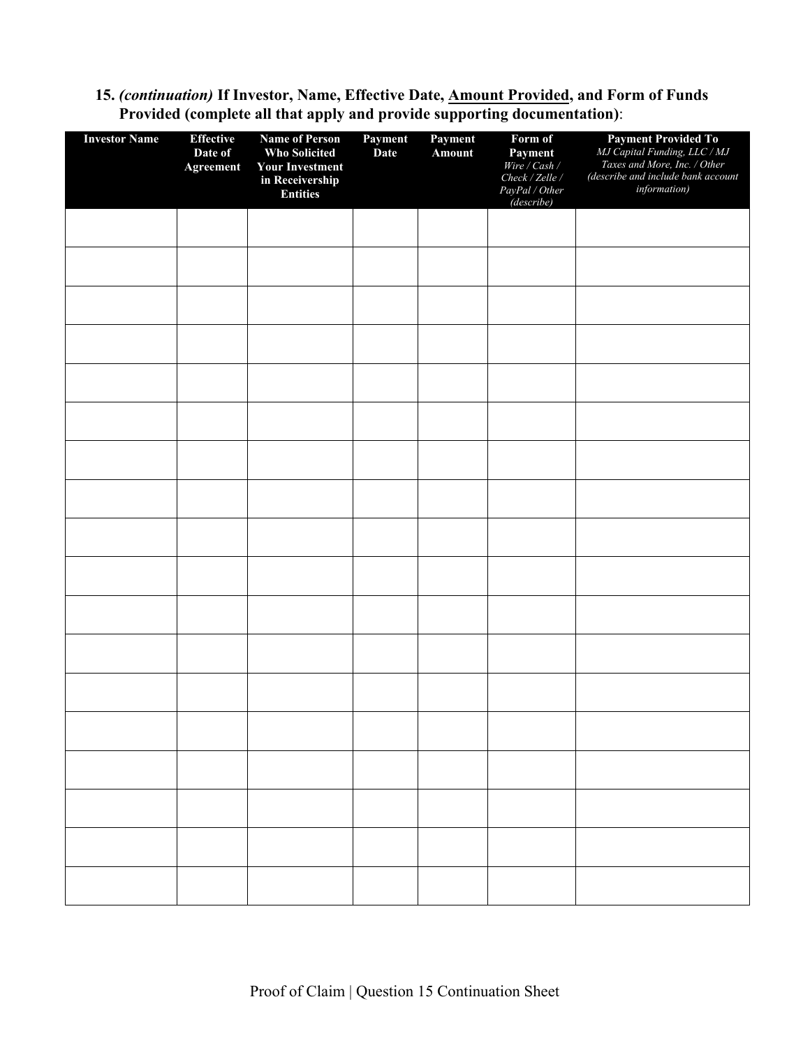**15.** ***(continuation)*** **If Investor, Name, Effective Date, <u>Amount Provided</u>, and Form of Funds Provided (complete all that apply and provide supporting documentation)**:

| Investor Name | Effective Date of Agreement | Name of Person Who Solicited Your Investment in Receivership Entities | Payment Date | Payment Amount | Form of Payment *Wire / Cash / Check / Zelle / PayPal / Other (describe)* | Payment Provided To *MJ Capital Funding, LLC / MJ Taxes and More, Inc. / Other (describe and include bank account information)* |
|---|---|---|---|---|---|---|
| | | | | | | |
| | | | | | | |
| | | | | | | |
| | | | | | | |
| | | | | | | |
| | | | | | | |
| | | | | | | |
| | | | | | | |
| | | | | | | |
| | | | | | | |
| | | | | | | |
| | | | | | | |
| | | | | | | |
| | | | | | | |
| | | | | | | |
| | | | | | | |
| | | | | | | |
| | | | | | | |

Proof of Claim | Question 15 Continuation Sheet